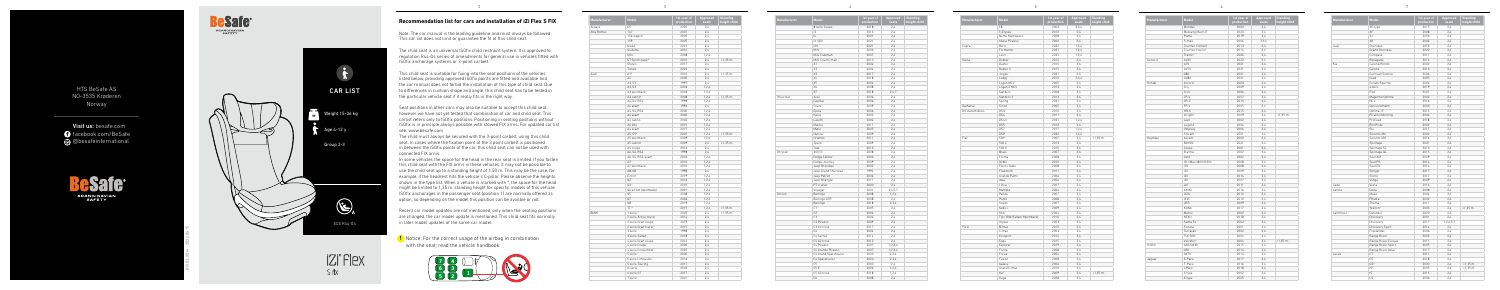HTS BeSafe AS
NO-3535 Krøderen
Norway

**Visit us:** besafe.com
facebook.com/BeSafe
@besafeinternational

# CAR LIST

Weight 15-36 kg

Age 4-12 y

Group 2-3

ECE R44/04

iZi Flex S fix

## Recommendation list for cars and installation of iZi Flex S FIX

Note: The car manual is the leading guideline and must always be followed. This car list does not limit or guarantee the fit of this child seat.

The child seat is an universal ISOfix child restraint system. It is approved to regulation R44-04 series of amendments for general use in vehicles fitted with ISOfix anchorage systems or 3-point belt.

This child seat is suitable for fixing into the seat positions of the vehicles listed below, providing approved ISOfix points are fitted and available and the car manual does not forbid the installation of this type of child seat. Due to differences in cushion shape and angle, this child seat has to be tested in the particular vehicle seat if it really fits in the right way.

Seat positions in other cars may also be suitable to accept this child seat, however we have not yet tested that combination of car and child seat. This custom refers only to ISOfix positions. Positioning in seating positions without ISOfix is in principle always possible with 3-point belt. For updated car list see: www.besafe.com

The child must always be secured with the 3-point safety belt, using this child seat. In cases where the buckle point of the 3-point safety belt is positioned in between the ISOfix points of the car, this child seat can not be used with connected ISOfix arms.

In some vehicles the space for the head in the rear seat is limited. If you fasten this child seat with the FIX arms in these vehicles, it may not be possible to use the child seat up to a standing height of 150 cm. This may be the case, for example, if the headrest hits the vehicle's C-pillar. Please observe the height shown in the type list. When a vehicle is marked with *, the space for the head might be limited to 1.35 m (standing height) for specific models of this vehicle. ISOfix anchorages in the passenger seat (position 1) are normally offered as option, so depending on the model this position can be available or not.

Recent car model updates are not mentioned only when the seating positions are changed, the car model update is mentioned. The child seat fits normally in older model updates of the same car model.

**Notice:** For the correct usage of the airbag in combination with the seat, read the vehicle handbook.

| Manufacturer | Model | 1st year of production | Approved seats | Standing height (cm) |
| --- | --- | --- | --- | --- |